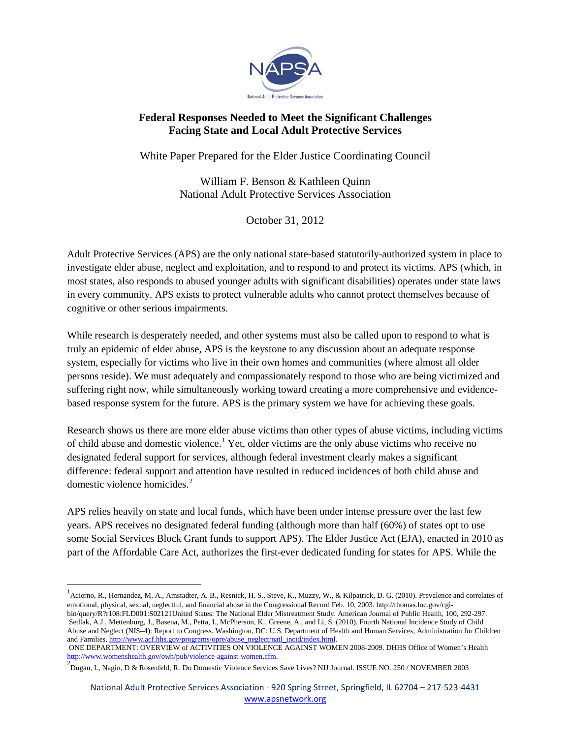# Federal Responses Needed to Meet the Significant Challenges Facing State and Local Adult Protective Services

White Paper Prepared for the Elder Justice Coordinating Council

William F. Benson & Kathleen Quinn
National Adult Protective Services Association

October 31, 2012

Adult Protective Services (APS) are the only national state-based statutorily-authorized system in place to investigate elder abuse, neglect and exploitation, and to respond to and protect its victims. APS (which, in most states, also responds to abused younger adults with significant disabilities) operates under state laws in every community. APS exists to protect vulnerable adults who cannot protect themselves because of cognitive or other serious impairments.

While research is desperately needed, and other systems must also be called upon to respond to what is truly an epidemic of elder abuse, APS is the keystone to any discussion about an adequate response system, especially for victims who live in their own homes and communities (where almost all older persons reside). We must adequately and compassionately respond to those who are being victimized and suffering right now, while simultaneously working toward creating a more comprehensive and evidence-based response system for the future. APS is the primary system we have for achieving these goals.

Research shows us there are more elder abuse victims than other types of abuse victims, including victims of child abuse and domestic violence.[1] Yet, older victims are the only abuse victims who receive no designated federal support for services, although federal investment clearly makes a significant difference: federal support and attention have resulted in reduced incidences of both child abuse and domestic violence homicides.[2]

APS relies heavily on state and local funds, which have been under intense pressure over the last few years. APS receives no designated federal funding (although more than half (60%) of states opt to use some Social Services Block Grant funds to support APS). The Elder Justice Act (EJA), enacted in 2010 as part of the Affordable Care Act, authorizes the first-ever dedicated funding for states for APS. While the

---

[1] Acierno, R., Hernandez, M. A., Amstadter, A. B., Resnick, H. S., Steve, K., Muzzy, W., & Kilpatrick, D. G. (2010). Prevalence and correlates of emotional, physical, sexual, neglectful, and financial abuse in the Congressional Record Feb. 10, 2003. http://thomas.loc.gov/cgi-bin/query/R?r108:FLD001:S02121United States: The National Elder Mistreatment Study. American Journal of Public Health, 100, 292-297.
Sedlak, A.J., Mettenburg, J., Basena, M., Petta, I., McPherson, K., Greene, A., and Li, S. (2010). Fourth National Incidence Study of Child Abuse and Neglect (NIS–4): Report to Congress. Washington, DC: U.S. Department of Health and Human Services, Administration for Children and Families. http://www.acf.hhs.gov/programs/opre/abuse_neglect/natl_incid/index.html.
ONE DEPARTMENT: OVERVIEW of ACTIVITIES ON VIOLENCE AGAINST WOMEN 2008-2009. DHHS Office of Women's Health http://www.womenshealth.gov/owh/pub/violence-against-women.cfm.

[2] Dugan, L, Nagin, D & Rosenfeld, R. Do Domestic Violence Services Save Lives? NIJ Journal. ISSUE NO. 250 / NOVEMBER 2003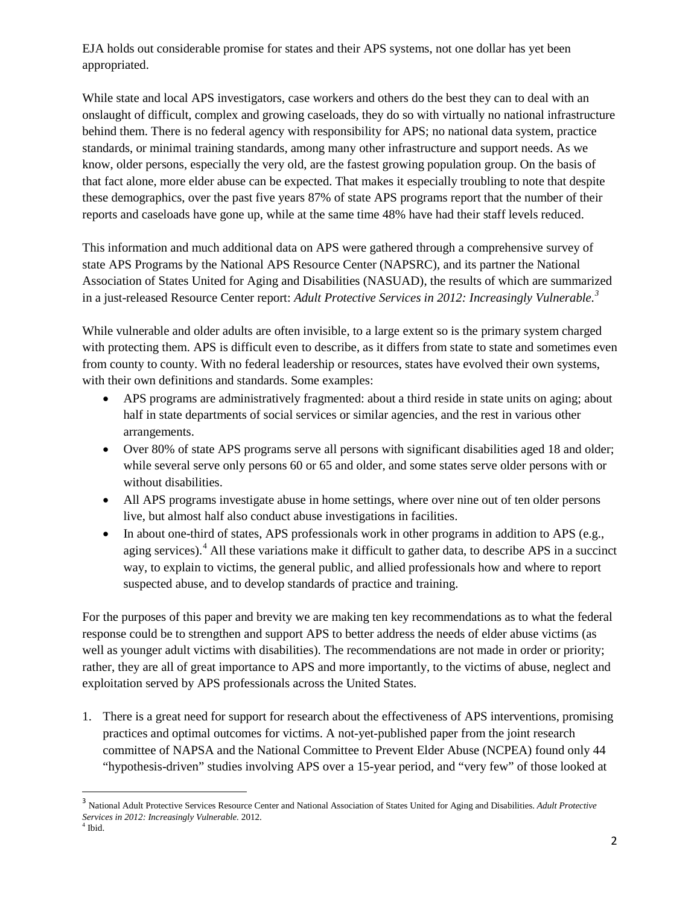EJA holds out considerable promise for states and their APS systems, not one dollar has yet been appropriated.

While state and local APS investigators, case workers and others do the best they can to deal with an onslaught of difficult, complex and growing caseloads, they do so with virtually no national infrastructure behind them. There is no federal agency with responsibility for APS; no national data system, practice standards, or minimal training standards, among many other infrastructure and support needs. As we know, older persons, especially the very old, are the fastest growing population group. On the basis of that fact alone, more elder abuse can be expected. That makes it especially troubling to note that despite these demographics, over the past five years 87% of state APS programs report that the number of their reports and caseloads have gone up, while at the same time 48% have had their staff levels reduced.

This information and much additional data on APS were gathered through a comprehensive survey of state APS Programs by the National APS Resource Center (NAPSRC), and its partner the National Association of States United for Aging and Disabilities (NASUAD), the results of which are summarized in a just-released Resource Center report: *Adult Protective Services in 2012: Increasingly Vulnerable.*[3]

While vulnerable and older adults are often invisible, to a large extent so is the primary system charged with protecting them. APS is difficult even to describe, as it differs from state to state and sometimes even from county to county. With no federal leadership or resources, states have evolved their own systems, with their own definitions and standards. Some examples:

- APS programs are administratively fragmented: about a third reside in state units on aging; about half in state departments of social services or similar agencies, and the rest in various other arrangements.
- Over 80% of state APS programs serve all persons with significant disabilities aged 18 and older; while several serve only persons 60 or 65 and older, and some states serve older persons with or without disabilities.
- All APS programs investigate abuse in home settings, where over nine out of ten older persons live, but almost half also conduct abuse investigations in facilities.
- In about one-third of states, APS professionals work in other programs in addition to APS (e.g., aging services).[4] All these variations make it difficult to gather data, to describe APS in a succinct way, to explain to victims, the general public, and allied professionals how and where to report suspected abuse, and to develop standards of practice and training.

For the purposes of this paper and brevity we are making ten key recommendations as to what the federal response could be to strengthen and support APS to better address the needs of elder abuse victims (as well as younger adult victims with disabilities). The recommendations are not made in order or priority; rather, they are all of great importance to APS and more importantly, to the victims of abuse, neglect and exploitation served by APS professionals across the United States.

1. There is a great need for support for research about the effectiveness of APS interventions, promising practices and optimal outcomes for victims. A not-yet-published paper from the joint research committee of NAPSA and the National Committee to Prevent Elder Abuse (NCPEA) found only 44 "hypothesis-driven" studies involving APS over a 15-year period, and "very few" of those looked at

---

[3] National Adult Protective Services Resource Center and National Association of States United for Aging and Disabilities. *Adult Protective Services in 2012: Increasingly Vulnerable.* 2012.

[4] Ibid.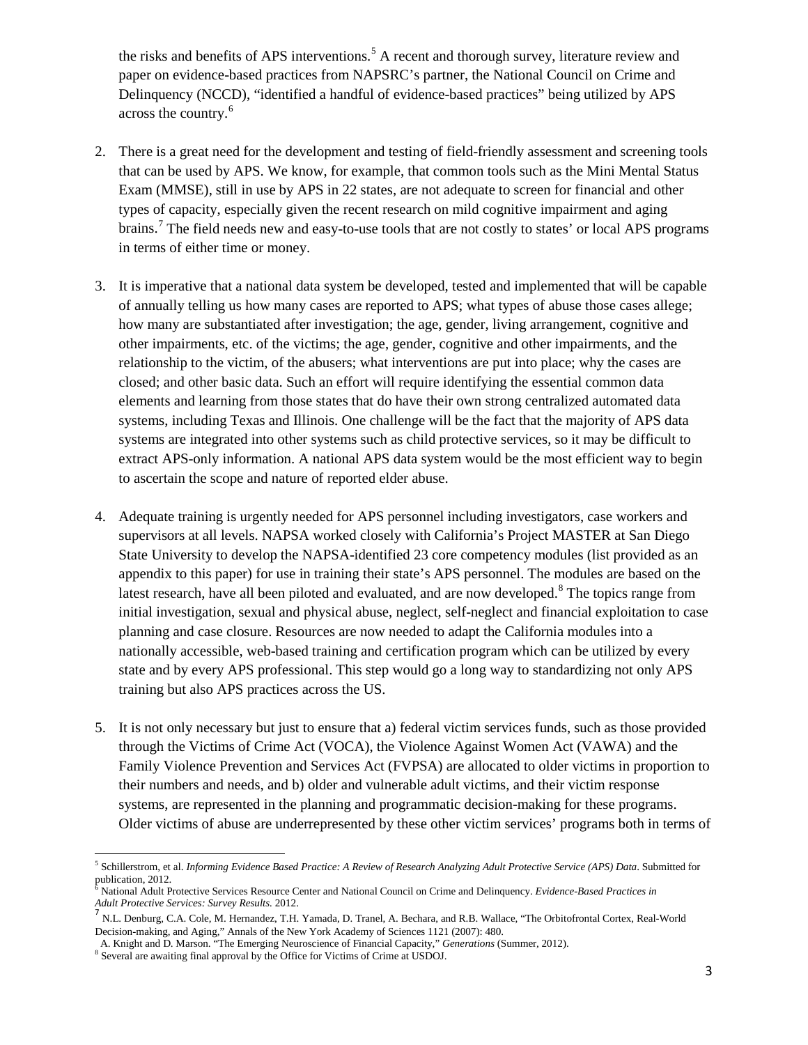the risks and benefits of APS interventions.[5] A recent and thorough survey, literature review and paper on evidence-based practices from NAPSRC's partner, the National Council on Crime and Delinquency (NCCD), "identified a handful of evidence-based practices" being utilized by APS across the country.[6]

2. There is a great need for the development and testing of field-friendly assessment and screening tools that can be used by APS. We know, for example, that common tools such as the Mini Mental Status Exam (MMSE), still in use by APS in 22 states, are not adequate to screen for financial and other types of capacity, especially given the recent research on mild cognitive impairment and aging brains.[7] The field needs new and easy-to-use tools that are not costly to states' or local APS programs in terms of either time or money.

3. It is imperative that a national data system be developed, tested and implemented that will be capable of annually telling us how many cases are reported to APS; what types of abuse those cases allege; how many are substantiated after investigation; the age, gender, living arrangement, cognitive and other impairments, etc. of the victims; the age, gender, cognitive and other impairments, and the relationship to the victim, of the abusers; what interventions are put into place; why the cases are closed; and other basic data. Such an effort will require identifying the essential common data elements and learning from those states that do have their own strong centralized automated data systems, including Texas and Illinois. One challenge will be the fact that the majority of APS data systems are integrated into other systems such as child protective services, so it may be difficult to extract APS-only information. A national APS data system would be the most efficient way to begin to ascertain the scope and nature of reported elder abuse.

4. Adequate training is urgently needed for APS personnel including investigators, case workers and supervisors at all levels. NAPSA worked closely with California's Project MASTER at San Diego State University to develop the NAPSA-identified 23 core competency modules (list provided as an appendix to this paper) for use in training their state's APS personnel. The modules are based on the latest research, have all been piloted and evaluated, and are now developed.[8] The topics range from initial investigation, sexual and physical abuse, neglect, self-neglect and financial exploitation to case planning and case closure. Resources are now needed to adapt the California modules into a nationally accessible, web-based training and certification program which can be utilized by every state and by every APS professional. This step would go a long way to standardizing not only APS training but also APS practices across the US.

5. It is not only necessary but just to ensure that a) federal victim services funds, such as those provided through the Victims of Crime Act (VOCA), the Violence Against Women Act (VAWA) and the Family Violence Prevention and Services Act (FVPSA) are allocated to older victims in proportion to their numbers and needs, and b) older and vulnerable adult victims, and their victim response systems, are represented in the planning and programmatic decision-making for these programs. Older victims of abuse are underrepresented by these other victim services' programs both in terms of

---

[5] Schillerstrom, et al. *Informing Evidence Based Practice: A Review of Research Analyzing Adult Protective Service (APS) Data*. Submitted for publication, 2012.

[6] National Adult Protective Services Resource Center and National Council on Crime and Delinquency. *Evidence-Based Practices in Adult Protective Services: Survey Results.* 2012.

[7] N.L. Denburg, C.A. Cole, M. Hernandez, T.H. Yamada, D. Tranel, A. Bechara, and R.B. Wallace, "The Orbitofrontal Cortex, Real-World Decision-making, and Aging," Annals of the New York Academy of Sciences 1121 (2007): 480.
A. Knight and D. Marson. "The Emerging Neuroscience of Financial Capacity," *Generations* (Summer, 2012).

[8] Several are awaiting final approval by the Office for Victims of Crime at USDOJ.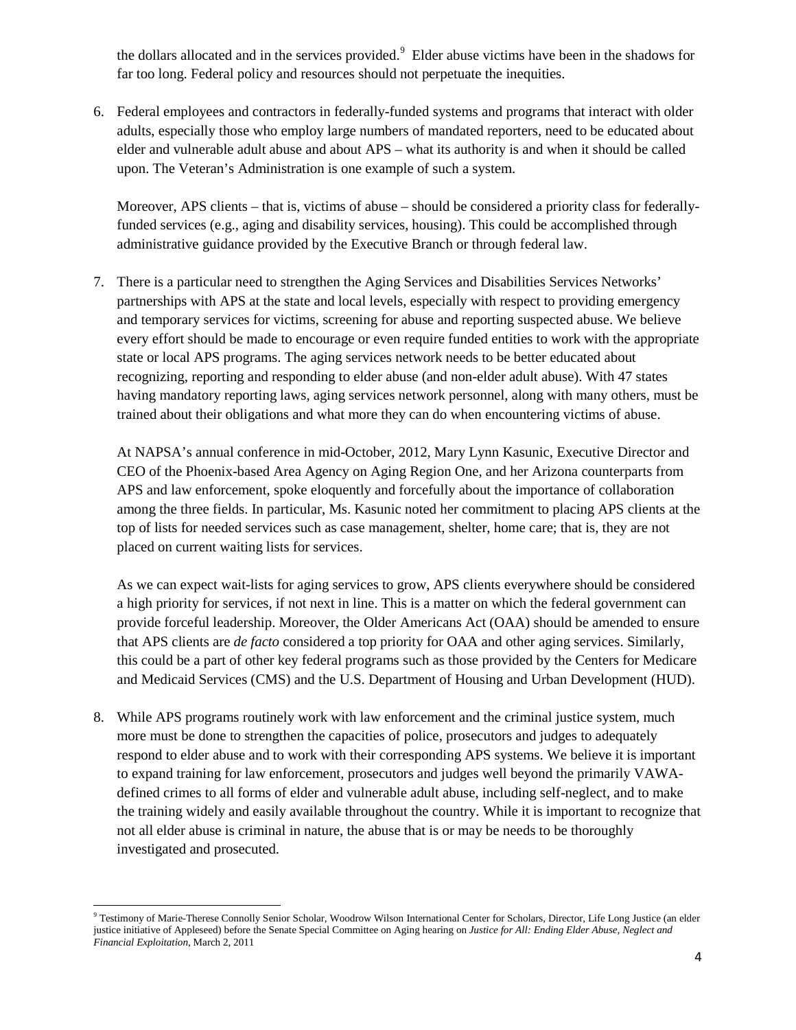the dollars allocated and in the services provided.[9] Elder abuse victims have been in the shadows for far too long. Federal policy and resources should not perpetuate the inequities.

6. Federal employees and contractors in federally-funded systems and programs that interact with older adults, especially those who employ large numbers of mandated reporters, need to be educated about elder and vulnerable adult abuse and about APS – what its authority is and when it should be called upon. The Veteran's Administration is one example of such a system.

   Moreover, APS clients – that is, victims of abuse – should be considered a priority class for federally-funded services (e.g., aging and disability services, housing). This could be accomplished through administrative guidance provided by the Executive Branch or through federal law.

7. There is a particular need to strengthen the Aging Services and Disabilities Services Networks' partnerships with APS at the state and local levels, especially with respect to providing emergency and temporary services for victims, screening for abuse and reporting suspected abuse. We believe every effort should be made to encourage or even require funded entities to work with the appropriate state or local APS programs. The aging services network needs to be better educated about recognizing, reporting and responding to elder abuse (and non-elder adult abuse). With 47 states having mandatory reporting laws, aging services network personnel, along with many others, must be trained about their obligations and what more they can do when encountering victims of abuse.

   At NAPSA's annual conference in mid-October, 2012, Mary Lynn Kasunic, Executive Director and CEO of the Phoenix-based Area Agency on Aging Region One, and her Arizona counterparts from APS and law enforcement, spoke eloquently and forcefully about the importance of collaboration among the three fields. In particular, Ms. Kasunic noted her commitment to placing APS clients at the top of lists for needed services such as case management, shelter, home care; that is, they are not placed on current waiting lists for services.

   As we can expect wait-lists for aging services to grow, APS clients everywhere should be considered a high priority for services, if not next in line. This is a matter on which the federal government can provide forceful leadership. Moreover, the Older Americans Act (OAA) should be amended to ensure that APS clients are *de facto* considered a top priority for OAA and other aging services. Similarly, this could be a part of other key federal programs such as those provided by the Centers for Medicare and Medicaid Services (CMS) and the U.S. Department of Housing and Urban Development (HUD).

8. While APS programs routinely work with law enforcement and the criminal justice system, much more must be done to strengthen the capacities of police, prosecutors and judges to adequately respond to elder abuse and to work with their corresponding APS systems. We believe it is important to expand training for law enforcement, prosecutors and judges well beyond the primarily VAWA-defined crimes to all forms of elder and vulnerable adult abuse, including self-neglect, and to make the training widely and easily available throughout the country. While it is important to recognize that not all elder abuse is criminal in nature, the abuse that is or may be needs to be thoroughly investigated and prosecuted.

---

[9] Testimony of Marie-Therese Connolly Senior Scholar, Woodrow Wilson International Center for Scholars, Director, Life Long Justice (an elder justice initiative of Appleseed) before the Senate Special Committee on Aging hearing on *Justice for All: Ending Elder Abuse, Neglect and Financial Exploitation*, March 2, 2011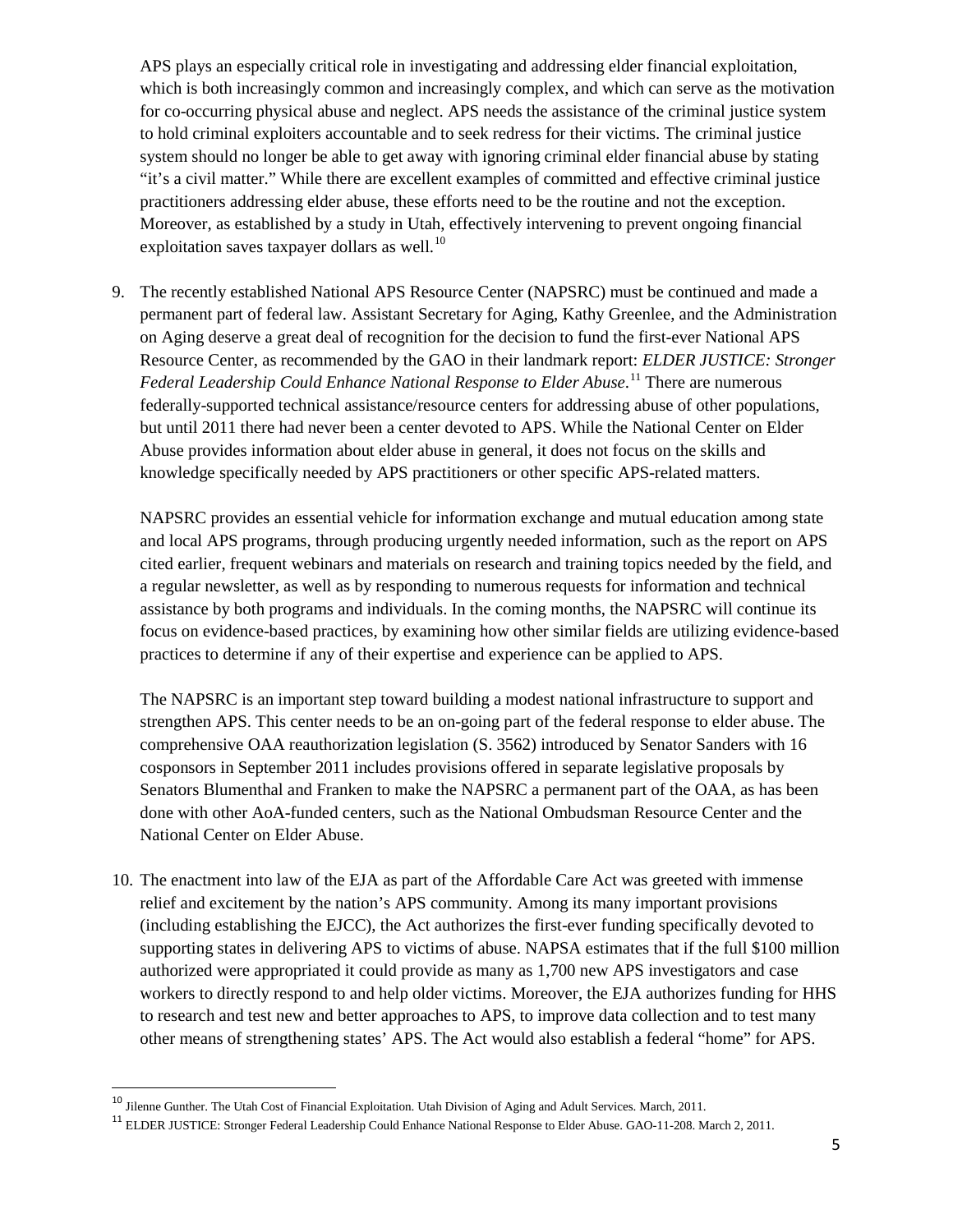APS plays an especially critical role in investigating and addressing elder financial exploitation, which is both increasingly common and increasingly complex, and which can serve as the motivation for co-occurring physical abuse and neglect. APS needs the assistance of the criminal justice system to hold criminal exploiters accountable and to seek redress for their victims. The criminal justice system should no longer be able to get away with ignoring criminal elder financial abuse by stating "it's a civil matter." While there are excellent examples of committed and effective criminal justice practitioners addressing elder abuse, these efforts need to be the routine and not the exception. Moreover, as established by a study in Utah, effectively intervening to prevent ongoing financial exploitation saves taxpayer dollars as well.[10]

9. The recently established National APS Resource Center (NAPSRC) must be continued and made a permanent part of federal law. Assistant Secretary for Aging, Kathy Greenlee, and the Administration on Aging deserve a great deal of recognition for the decision to fund the first-ever National APS Resource Center, as recommended by the GAO in their landmark report: *ELDER JUSTICE: Stronger Federal Leadership Could Enhance National Response to Elder Abuse*.[11] There are numerous federally-supported technical assistance/resource centers for addressing abuse of other populations, but until 2011 there had never been a center devoted to APS. While the National Center on Elder Abuse provides information about elder abuse in general, it does not focus on the skills and knowledge specifically needed by APS practitioners or other specific APS-related matters.

   NAPSRC provides an essential vehicle for information exchange and mutual education among state and local APS programs, through producing urgently needed information, such as the report on APS cited earlier, frequent webinars and materials on research and training topics needed by the field, and a regular newsletter, as well as by responding to numerous requests for information and technical assistance by both programs and individuals. In the coming months, the NAPSRC will continue its focus on evidence-based practices, by examining how other similar fields are utilizing evidence-based practices to determine if any of their expertise and experience can be applied to APS.

   The NAPSRC is an important step toward building a modest national infrastructure to support and strengthen APS. This center needs to be an on-going part of the federal response to elder abuse. The comprehensive OAA reauthorization legislation (S. 3562) introduced by Senator Sanders with 16 cosponsors in September 2011 includes provisions offered in separate legislative proposals by Senators Blumenthal and Franken to make the NAPSRC a permanent part of the OAA, as has been done with other AoA-funded centers, such as the National Ombudsman Resource Center and the National Center on Elder Abuse.

10. The enactment into law of the EJA as part of the Affordable Care Act was greeted with immense relief and excitement by the nation's APS community. Among its many important provisions (including establishing the EJCC), the Act authorizes the first-ever funding specifically devoted to supporting states in delivering APS to victims of abuse. NAPSA estimates that if the full $100 million authorized were appropriated it could provide as many as 1,700 new APS investigators and case workers to directly respond to and help older victims. Moreover, the EJA authorizes funding for HHS to research and test new and better approaches to APS, to improve data collection and to test many other means of strengthening states' APS. The Act would also establish a federal "home" for APS.

---

[10] Jilenne Gunther. The Utah Cost of Financial Exploitation. Utah Division of Aging and Adult Services. March, 2011.

[11] ELDER JUSTICE: Stronger Federal Leadership Could Enhance National Response to Elder Abuse. GAO-11-208. March 2, 2011.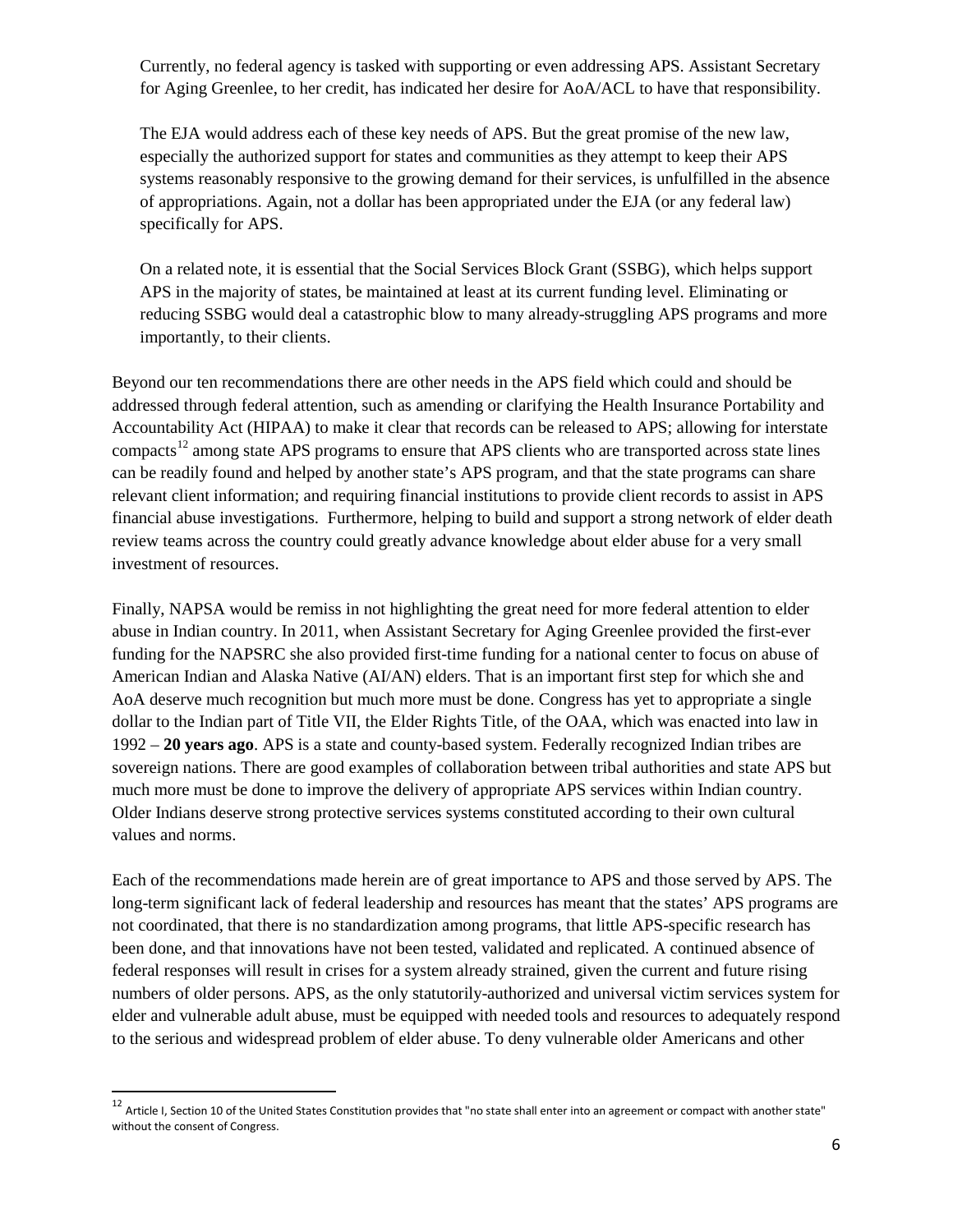Currently, no federal agency is tasked with supporting or even addressing APS. Assistant Secretary for Aging Greenlee, to her credit, has indicated her desire for AoA/ACL to have that responsibility.

The EJA would address each of these key needs of APS. But the great promise of the new law, especially the authorized support for states and communities as they attempt to keep their APS systems reasonably responsive to the growing demand for their services, is unfulfilled in the absence of appropriations. Again, not a dollar has been appropriated under the EJA (or any federal law) specifically for APS.

On a related note, it is essential that the Social Services Block Grant (SSBG), which helps support APS in the majority of states, be maintained at least at its current funding level. Eliminating or reducing SSBG would deal a catastrophic blow to many already-struggling APS programs and more importantly, to their clients.

Beyond our ten recommendations there are other needs in the APS field which could and should be addressed through federal attention, such as amending or clarifying the Health Insurance Portability and Accountability Act (HIPAA) to make it clear that records can be released to APS; allowing for interstate compacts[12] among state APS programs to ensure that APS clients who are transported across state lines can be readily found and helped by another state's APS program, and that the state programs can share relevant client information; and requiring financial institutions to provide client records to assist in APS financial abuse investigations. Furthermore, helping to build and support a strong network of elder death review teams across the country could greatly advance knowledge about elder abuse for a very small investment of resources.

Finally, NAPSA would be remiss in not highlighting the great need for more federal attention to elder abuse in Indian country. In 2011, when Assistant Secretary for Aging Greenlee provided the first-ever funding for the NAPSRC she also provided first-time funding for a national center to focus on abuse of American Indian and Alaska Native (AI/AN) elders. That is an important first step for which she and AoA deserve much recognition but much more must be done. Congress has yet to appropriate a single dollar to the Indian part of Title VII, the Elder Rights Title, of the OAA, which was enacted into law in 1992 – **20 years ago**. APS is a state and county-based system. Federally recognized Indian tribes are sovereign nations. There are good examples of collaboration between tribal authorities and state APS but much more must be done to improve the delivery of appropriate APS services within Indian country. Older Indians deserve strong protective services systems constituted according to their own cultural values and norms.

Each of the recommendations made herein are of great importance to APS and those served by APS. The long-term significant lack of federal leadership and resources has meant that the states' APS programs are not coordinated, that there is no standardization among programs, that little APS-specific research has been done, and that innovations have not been tested, validated and replicated. A continued absence of federal responses will result in crises for a system already strained, given the current and future rising numbers of older persons. APS, as the only statutorily-authorized and universal victim services system for elder and vulnerable adult abuse, must be equipped with needed tools and resources to adequately respond to the serious and widespread problem of elder abuse. To deny vulnerable older Americans and other

---

[12] Article I, Section 10 of the United States Constitution provides that "no state shall enter into an agreement or compact with another state" without the consent of Congress.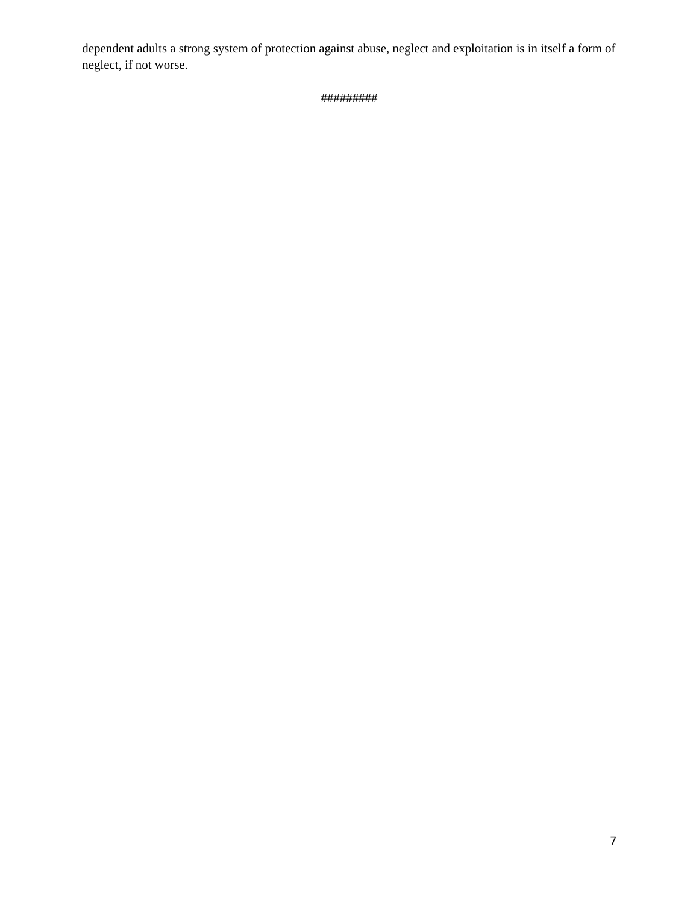dependent adults a strong system of protection against abuse, neglect and exploitation is in itself a form of neglect, if not worse.

#########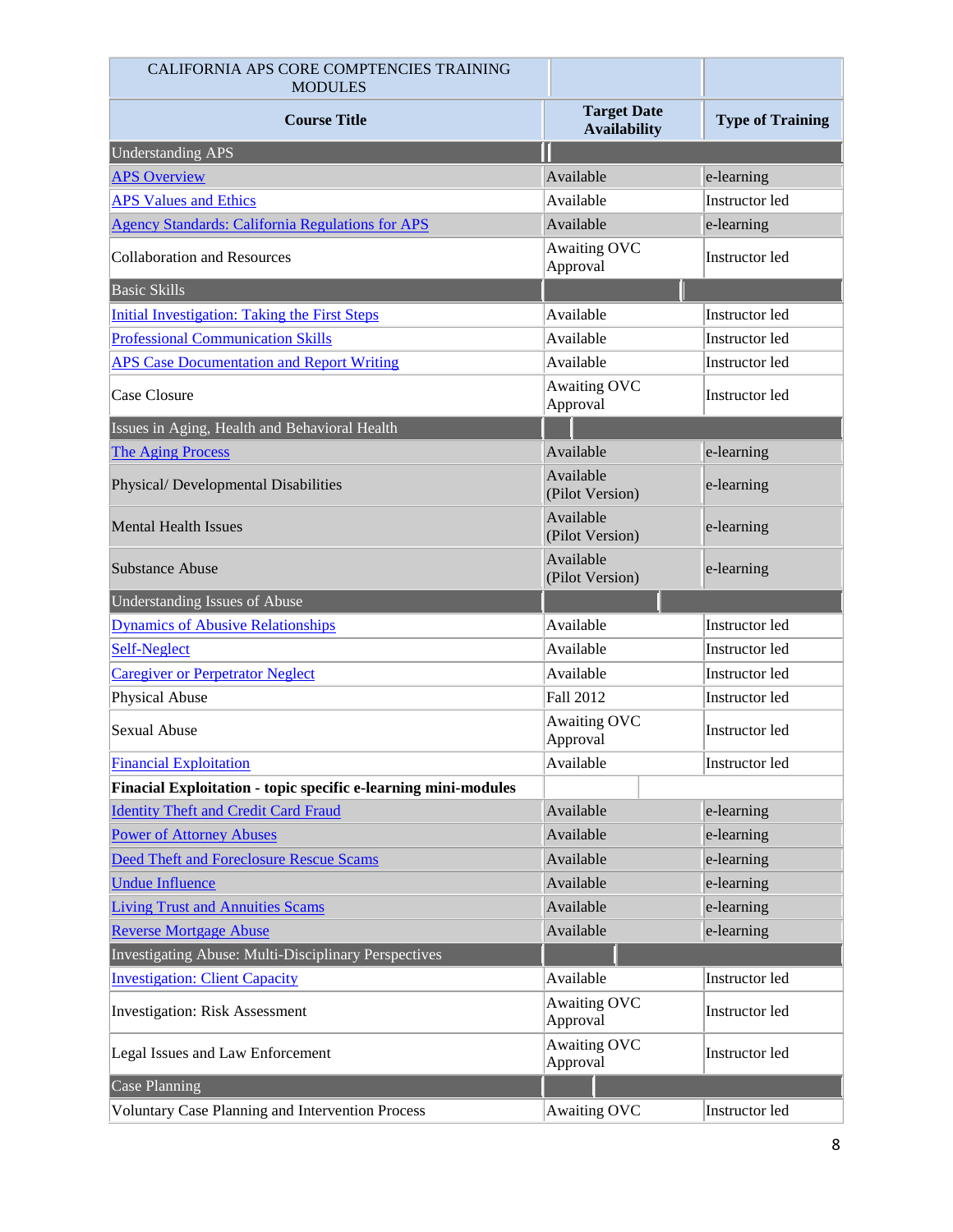| CALIFORNIA APS CORE COMPTENCIES TRAINING MODULES | | |
|---|---|---|
| **Course Title** | **Target Date Availability** | **Type of Training** |
| Understanding APS | | |
| APS Overview | Available | e-learning |
| APS Values and Ethics | Available | Instructor led |
| Agency Standards: California Regulations for APS | Available | e-learning |
| Collaboration and Resources | Awaiting OVC Approval | Instructor led |
| Basic Skills | | |
| Initial Investigation: Taking the First Steps | Available | Instructor led |
| Professional Communication Skills | Available | Instructor led |
| APS Case Documentation and Report Writing | Available | Instructor led |
| Case Closure | Awaiting OVC Approval | Instructor led |
| Issues in Aging, Health and Behavioral Health | | |
| The Aging Process | Available | e-learning |
| Physical/ Developmental Disabilities | Available (Pilot Version) | e-learning |
| Mental Health Issues | Available (Pilot Version) | e-learning |
| Substance Abuse | Available (Pilot Version) | e-learning |
| Understanding Issues of Abuse | | |
| Dynamics of Abusive Relationships | Available | Instructor led |
| Self-Neglect | Available | Instructor led |
| Caregiver or Perpetrator Neglect | Available | Instructor led |
| Physical Abuse | Fall 2012 | Instructor led |
| Sexual Abuse | Awaiting OVC Approval | Instructor led |
| Financial Exploitation | Available | Instructor led |
| **Finacial Exploitation - topic specific e-learning mini-modules** | | |
| Identity Theft and Credit Card Fraud | Available | e-learning |
| Power of Attorney Abuses | Available | e-learning |
| Deed Theft and Foreclosure Rescue Scams | Available | e-learning |
| Undue Influence | Available | e-learning |
| Living Trust and Annuities Scams | Available | e-learning |
| Reverse Mortgage Abuse | Available | e-learning |
| Investigating Abuse: Multi-Disciplinary Perspectives | | |
| Investigation: Client Capacity | Available | Instructor led |
| Investigation: Risk Assessment | Awaiting OVC Approval | Instructor led |
| Legal Issues and Law Enforcement | Awaiting OVC Approval | Instructor led |
| Case Planning | | |
| Voluntary Case Planning and Intervention Process | Awaiting OVC | Instructor led |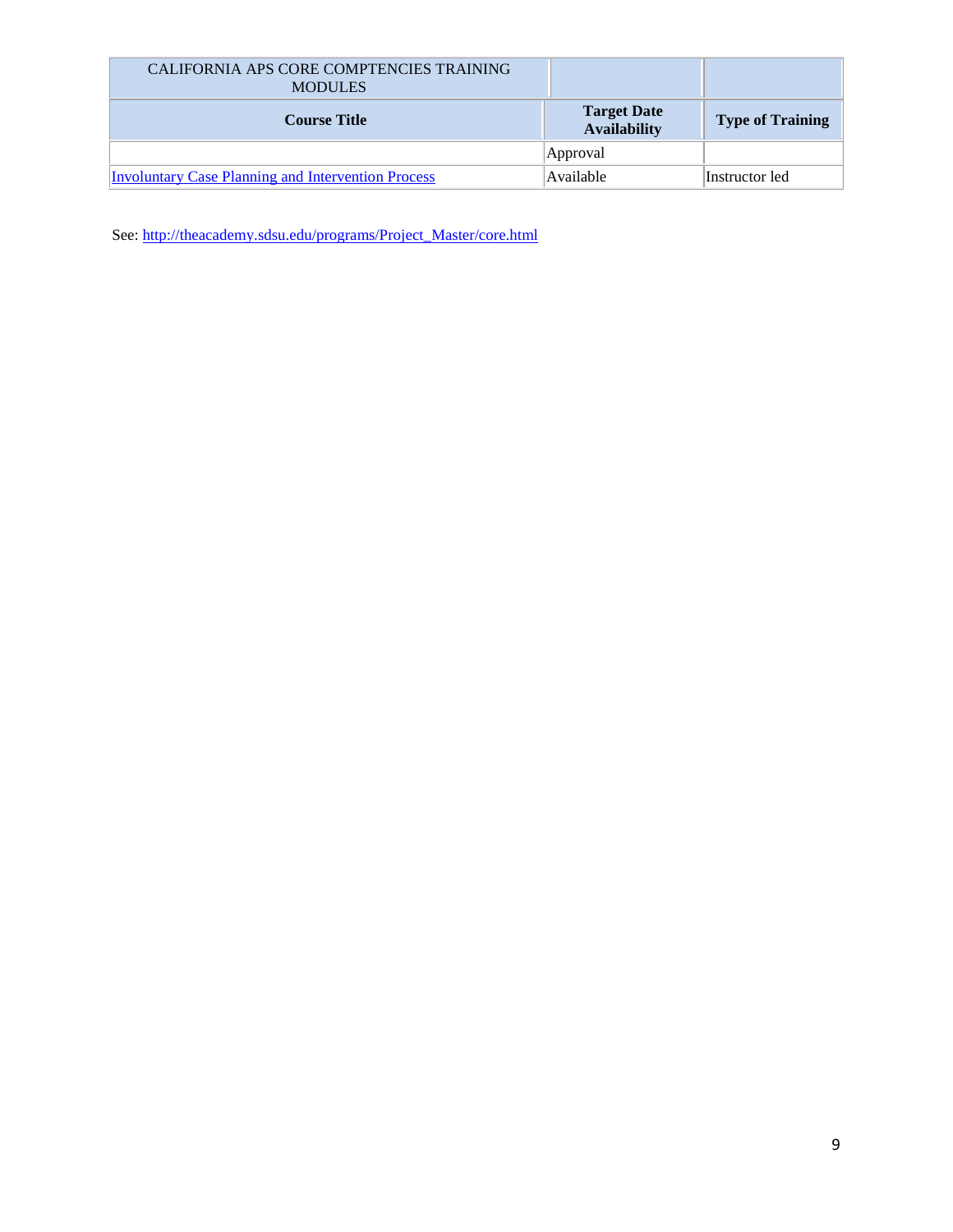| CALIFORNIA APS CORE COMPTENCIES TRAINING MODULES | | |
|---|---|---|
| **Course Title** | **Target Date Availability** | **Type of Training** |
| | Approval | |
| Involuntary Case Planning and Intervention Process | Available | Instructor led |

See: http://theacademy.sdsu.edu/programs/Project_Master/core.html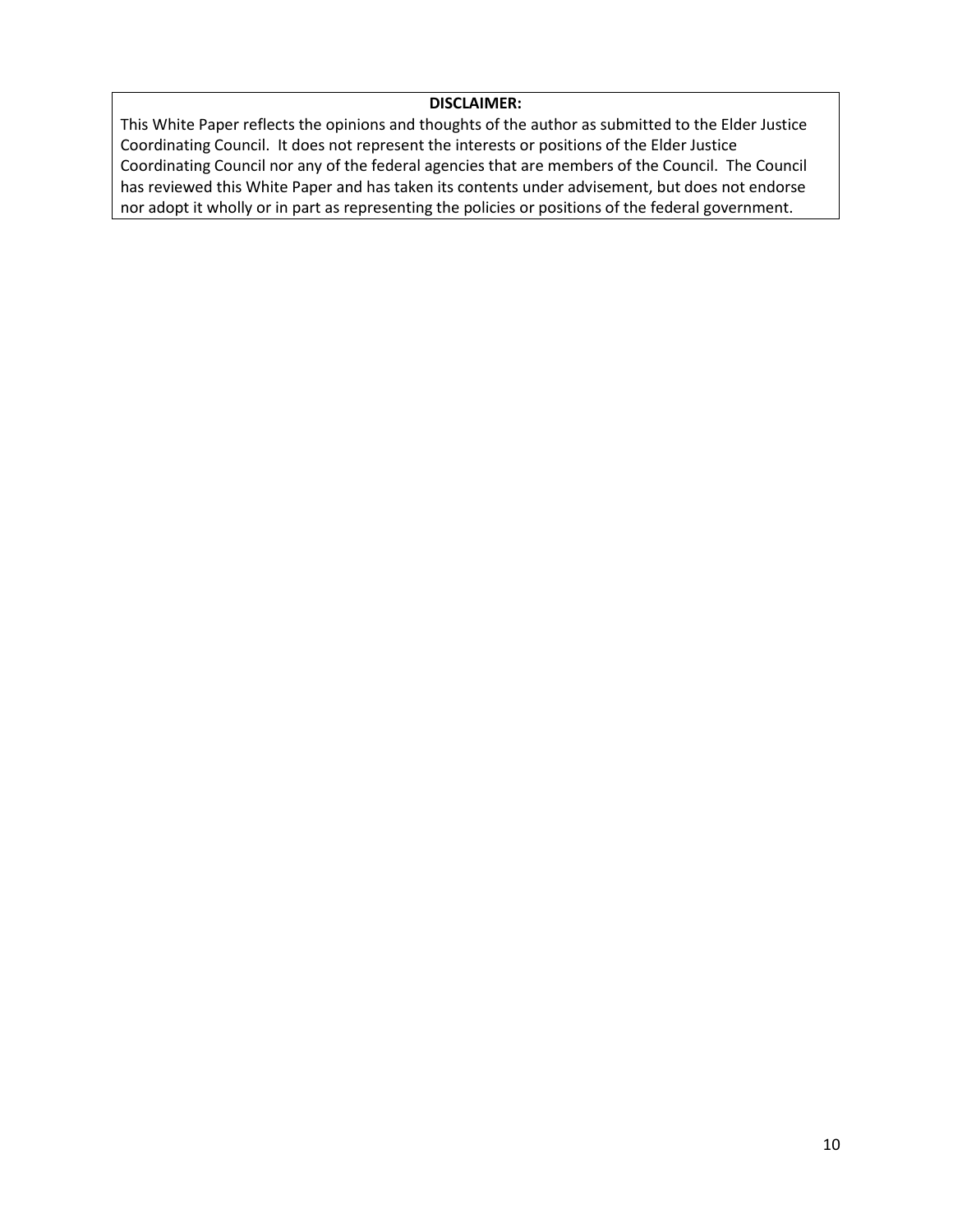**DISCLAIMER:**

This White Paper reflects the opinions and thoughts of the author as submitted to the Elder Justice Coordinating Council. It does not represent the interests or positions of the Elder Justice Coordinating Council nor any of the federal agencies that are members of the Council. The Council has reviewed this White Paper and has taken its contents under advisement, but does not endorse nor adopt it wholly or in part as representing the policies or positions of the federal government.